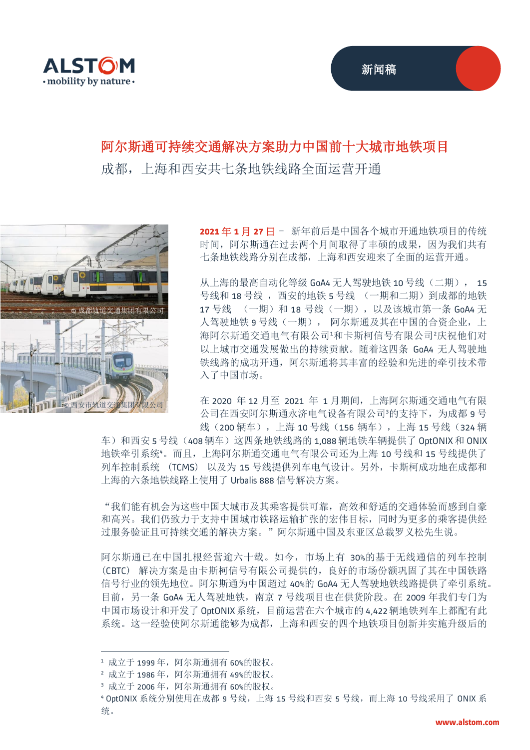新闻稿

# 阿尔斯通可持续交通解决方案助力中国前十大城市地铁项目

## 成都，上海和西安共七条地铁线路全面运营开通

© 成都轨道交通集团有限公司

© 西安市轨道交通集团有限公司

**2021 年 1 月 27 日** – 新年前后是中国各个城市开通地铁项目的传统时间，阿尔斯通在过去两个月间取得了丰硕的成果，因为我们共有七条地铁线路分别在成都，上海和西安迎来了全面的运营开通。

从上海的最高自动化等级 GoA4 无人驾驶地铁 10 号线（二期）， 15 号线和 18 号线 ，西安的地铁 5 号线 （一期和二期）到成都的地铁 17 号线 （一期）和 18 号线（一期），以及该城市第一条 GoA4 无人驾驶地铁 9 号线（一期）， 阿尔斯通及其在中国的合资企业，上海阿尔斯通交通电气有限公司[1]和卡斯柯信号有限公司[2]庆祝他们对以上城市交通发展做出的持续贡献。随着这四条 GoA4 无人驾驶地铁线路的成功开通，阿尔斯通将其丰富的经验和先进的牵引技术带入了中国市场。

在 2020 年 12 月至 2021 年 1 月期间，上海阿尔斯通交通电气有限公司在西安阿尔斯通永济电气设备有限公司[3]的支持下，为成都 9 号线（200 辆车），上海 10 号线（156 辆车），上海 15 号线（324 辆车）和西安 5 号线（408 辆车）这四条地铁线路的 1,088 辆地铁车辆提供了 OptONIX 和 ONIX 地铁牵引系统[4]。而且，上海阿尔斯通交通电气有限公司还为上海 10 号线和 15 号线提供了列车控制系统 （TCMS） 以及为 15 号线提供列车电气设计。另外，卡斯柯成功地在成都和上海的六条地铁线路上使用了 Urbalis 888 信号解决方案。

“我们能有机会为这些中国大城市及其乘客提供可靠，高效和舒适的交通体验而感到自豪和高兴。我们仍致力于支持中国城市铁路运输扩张的宏伟目标，同时为更多的乘客提供经过服务验证且可持续交通的解决方案。”阿尔斯通中国及东亚区总裁罗义松先生说。

阿尔斯通已在中国扎根经营逾六十载。如今，市场上有 30%的基于无线通信的列车控制（CBTC） 解决方案是由卡斯柯信号有限公司提供的，良好的市场份额巩固了其在中国铁路信号行业的领先地位。阿尔斯通为中国超过 40%的 GoA4 无人驾驶地铁线路提供了牵引系统。目前，另一条 GoA4 无人驾驶地铁，南京 7 号线项目也在供货阶段。在 2009 年我们专门为中国市场设计和开发了 OptONIX 系统，目前运营在六个城市的 4,422 辆地铁列车上都配有此系统。这一经验使阿尔斯通能够为成都，上海和西安的四个地铁项目创新并实施升级后的

---

[1] 成立于 1999 年，阿尔斯通拥有 60%的股权。
[2] 成立于 1986 年，阿尔斯通拥有 49%的股权。
[3] 成立于 2006 年，阿尔斯通拥有 60%的股权。
[4] OptONIX 系统分别使用在成都 9 号线，上海 15 号线和西安 5 号线，而上海 10 号线采用了 ONIX 系统。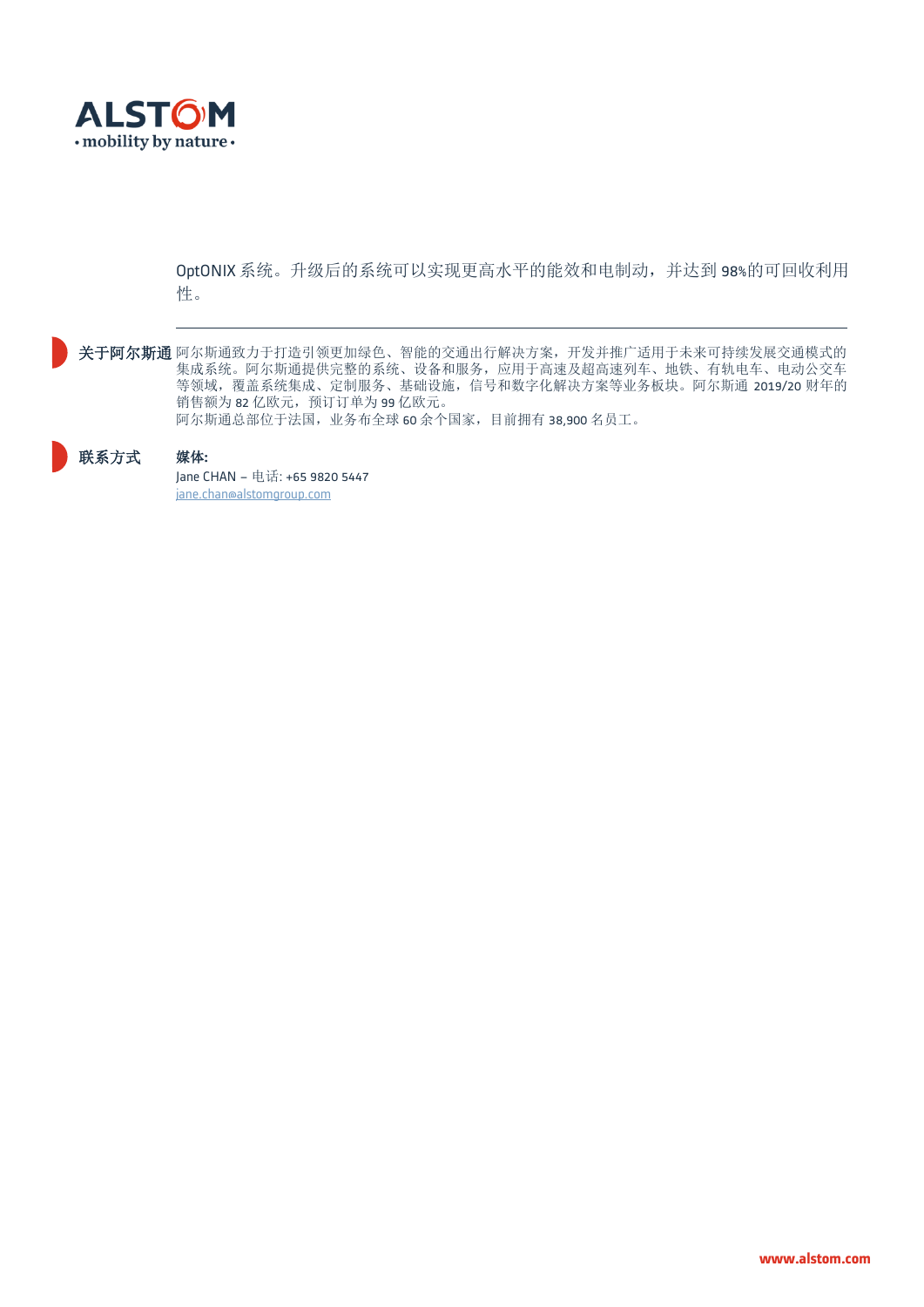OptONIX 系统。升级后的系统可以实现更高水平的能效和电制动，并达到 98%的可回收利用性。

---

**关于阿尔斯通** 阿尔斯通致力于打造引领更加绿色、智能的交通出行解决方案，开发并推广适用于未来可持续发展交通模式的集成系统。阿尔斯通提供完整的系统、设备和服务，应用于高速及超高速列车、地铁、有轨电车、电动公交车等领域，覆盖系统集成、定制服务、基础设施，信号和数字化解决方案等业务板块。阿尔斯通 2019/20 财年的销售额为 82 亿欧元，预订订单为 99 亿欧元。
阿尔斯通总部位于法国，业务布全球 60 余个国家，目前拥有 38,900 名员工。

**联系方式** **媒体:**
Jane CHAN – 电话: +65 9820 5447
jane.chan@alstomgroup.com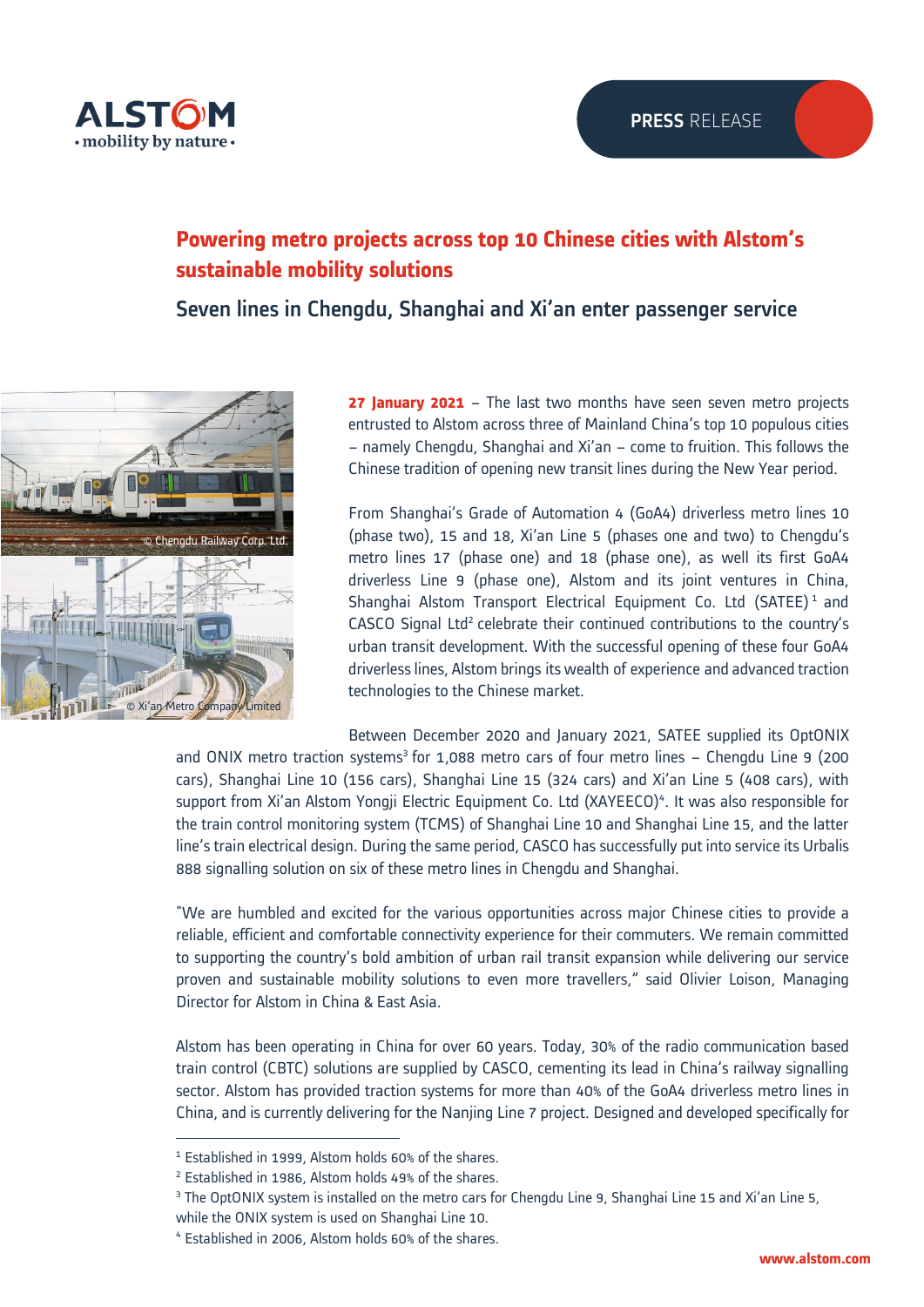# Powering metro projects across top 10 Chinese cities with Alstom's sustainable mobility solutions

## Seven lines in Chengdu, Shanghai and Xi'an enter passenger service

© Chengdu Railway Corp. Ltd.

© Xi'an Metro Company Limited

**27 January 2021** – The last two months have seen seven metro projects entrusted to Alstom across three of Mainland China's top 10 populous cities – namely Chengdu, Shanghai and Xi'an – come to fruition. This follows the Chinese tradition of opening new transit lines during the New Year period.

From Shanghai's Grade of Automation 4 (GoA4) driverless metro lines 10 (phase two), 15 and 18, Xi'an Line 5 (phases one and two) to Chengdu's metro lines 17 (phase one) and 18 (phase one), as well its first GoA4 driverless Line 9 (phase one), Alstom and its joint ventures in China, Shanghai Alstom Transport Electrical Equipment Co. Ltd (SATEE)[1] and CASCO Signal Ltd[2] celebrate their continued contributions to the country's urban transit development. With the successful opening of these four GoA4 driverless lines, Alstom brings its wealth of experience and advanced traction technologies to the Chinese market.

Between December 2020 and January 2021, SATEE supplied its OptONIX and ONIX metro traction systems[3] for 1,088 metro cars of four metro lines – Chengdu Line 9 (200 cars), Shanghai Line 10 (156 cars), Shanghai Line 15 (324 cars) and Xi'an Line 5 (408 cars), with support from Xi'an Alstom Yongji Electric Equipment Co. Ltd (XAYEECO)[4]. It was also responsible for the train control monitoring system (TCMS) of Shanghai Line 10 and Shanghai Line 15, and the latter line's train electrical design. During the same period, CASCO has successfully put into service its Urbalis 888 signalling solution on six of these metro lines in Chengdu and Shanghai.

"We are humbled and excited for the various opportunities across major Chinese cities to provide a reliable, efficient and comfortable connectivity experience for their commuters. We remain committed to supporting the country's bold ambition of urban rail transit expansion while delivering our service proven and sustainable mobility solutions to even more travellers," said Olivier Loison, Managing Director for Alstom in China & East Asia.

Alstom has been operating in China for over 60 years. Today, 30% of the radio communication based train control (CBTC) solutions are supplied by CASCO, cementing its lead in China's railway signalling sector. Alstom has provided traction systems for more than 40% of the GoA4 driverless metro lines in China, and is currently delivering for the Nanjing Line 7 project. Designed and developed specifically for

---

[1] Established in 1999, Alstom holds 60% of the shares.

[2] Established in 1986, Alstom holds 49% of the shares.

[3] The OptONIX system is installed on the metro cars for Chengdu Line 9, Shanghai Line 15 and Xi'an Line 5, while the ONIX system is used on Shanghai Line 10.

[4] Established in 2006, Alstom holds 60% of the shares.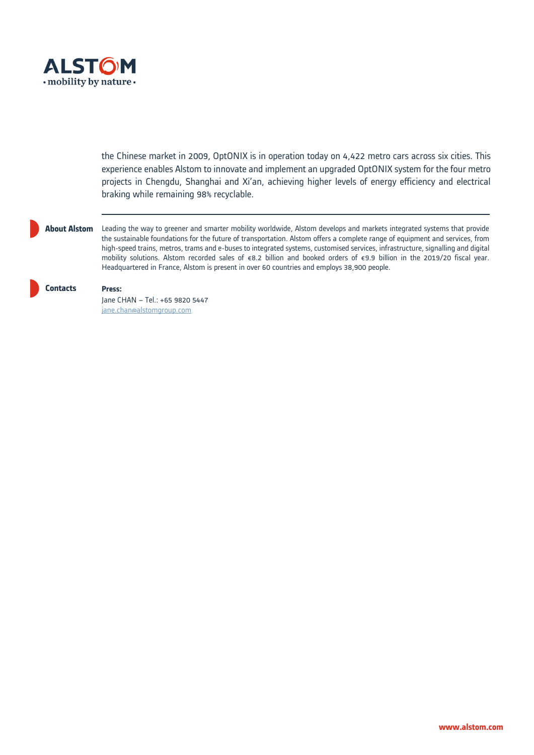the Chinese market in 2009, OptONIX is in operation today on 4,422 metro cars across six cities. This experience enables Alstom to innovate and implement an upgraded OptONIX system for the four metro projects in Chengdu, Shanghai and Xi'an, achieving higher levels of energy efficiency and electrical braking while remaining 98% recyclable.

---

**About Alstom**

Leading the way to greener and smarter mobility worldwide, Alstom develops and markets integrated systems that provide the sustainable foundations for the future of transportation. Alstom offers a complete range of equipment and services, from high-speed trains, metros, trams and e-buses to integrated systems, customised services, infrastructure, signalling and digital mobility solutions. Alstom recorded sales of €8.2 billion and booked orders of €9.9 billion in the 2019/20 fiscal year. Headquartered in France, Alstom is present in over 60 countries and employs 38,900 people.

**Contacts**

**Press:**

Jane CHAN – Tel.: +65 9820 5447
jane.chan@alstomgroup.com

www.alstom.com